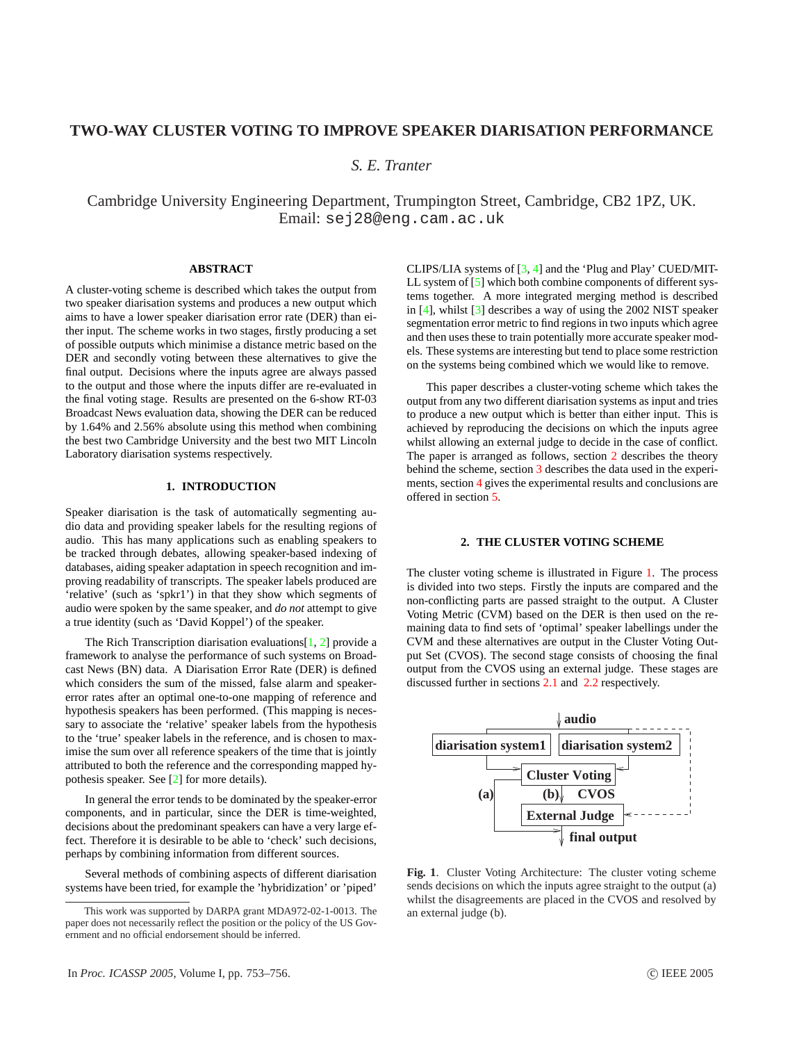# TWO-WAY CLUSTER VOTING TO IMPROVE SPEAKER DIARISATION PERFORMANCE

*S. E. Tranter*

Cambridge University Engineering Department, Trumpington Street, Cambridge, CB2 1PZ, UK.
Email: sej28@eng.cam.ac.uk

### ABSTRACT

A cluster-voting scheme is described which takes the output from two speaker diarisation systems and produces a new output which aims to have a lower speaker diarisation error rate (DER) than either input. The scheme works in two stages, firstly producing a set of possible outputs which minimise a distance metric based on the DER and secondly voting between these alternatives to give the final output. Decisions where the inputs agree are always passed to the output and those where the inputs differ are re-evaluated in the final voting stage. Results are presented on the 6-show RT-03 Broadcast News evaluation data, showing the DER can be reduced by 1.64% and 2.56% absolute using this method when combining the best two Cambridge University and the best two MIT Lincoln Laboratory diarisation systems respectively.

## 1. INTRODUCTION

Speaker diarisation is the task of automatically segmenting audio data and providing speaker labels for the resulting regions of audio. This has many applications such as enabling speakers to be tracked through debates, allowing speaker-based indexing of databases, aiding speaker adaptation in speech recognition and improving readability of transcripts. The speaker labels produced are 'relative' (such as 'spkr1') in that they show which segments of audio were spoken by the same speaker, and *do not* attempt to give a true identity (such as 'David Koppel') of the speaker.

The Rich Transcription diarisation evaluations[1, 2] provide a framework to analyse the performance of such systems on Broadcast News (BN) data. A Diarisation Error Rate (DER) is defined which considers the sum of the missed, false alarm and speaker-error rates after an optimal one-to-one mapping of reference and hypothesis speakers has been performed. (This mapping is necessary to associate the 'relative' speaker labels from the hypothesis to the 'true' speaker labels in the reference, and is chosen to maximise the sum over all reference speakers of the time that is jointly attributed to both the reference and the corresponding mapped hypothesis speaker. See [2] for more details).

In general the error tends to be dominated by the speaker-error components, and in particular, since the DER is time-weighted, decisions about the predominant speakers can have a very large effect. Therefore it is desirable to be able to 'check' such decisions, perhaps by combining information from different sources.

Several methods of combining aspects of different diarisation systems have been tried, for example the 'hybridization' or 'piped' CLIPS/LIA systems of [3, 4] and the 'Plug and Play' CUED/MIT-LL system of [5] which both combine components of different systems together. A more integrated merging method is described in [4], whilst [3] describes a way of using the 2002 NIST speaker segmentation error metric to find regions in two inputs which agree and then uses these to train potentially more accurate speaker models. These systems are interesting but tend to place some restriction on the systems being combined which we would like to remove.

This paper describes a cluster-voting scheme which takes the output from any two different diarisation systems as input and tries to produce a new output which is better than either input. This is achieved by reproducing the decisions on which the inputs agree whilst allowing an external judge to decide in the case of conflict. The paper is arranged as follows, section 2 describes the theory behind the scheme, section 3 describes the data used in the experiments, section 4 gives the experimental results and conclusions are offered in section 5.

## 2. THE CLUSTER VOTING SCHEME

The cluster voting scheme is illustrated in Figure 1. The process is divided into two steps. Firstly the inputs are compared and the non-conflicting parts are passed straight to the output. A Cluster Voting Metric (CVM) based on the DER is then used on the remaining data to find sets of 'optimal' speaker labellings under the CVM and these alternatives are output in the Cluster Voting Output Set (CVOS). The second stage consists of choosing the final output from the CVOS using an external judge. These stages are discussed further in sections 2.1 and 2.2 respectively.

**Fig. 1**. Cluster Voting Architecture: The cluster voting scheme sends decisions on which the inputs agree straight to the output (a) whilst the disagreements are placed in the CVOS and resolved by an external judge (b).

This work was supported by DARPA grant MDA972-02-1-0013. The paper does not necessarily reflect the position or the policy of the US Government and no official endorsement should be inferred.

In *Proc. ICASSP 2005*, Volume I, pp. 753–756. © IEEE 2005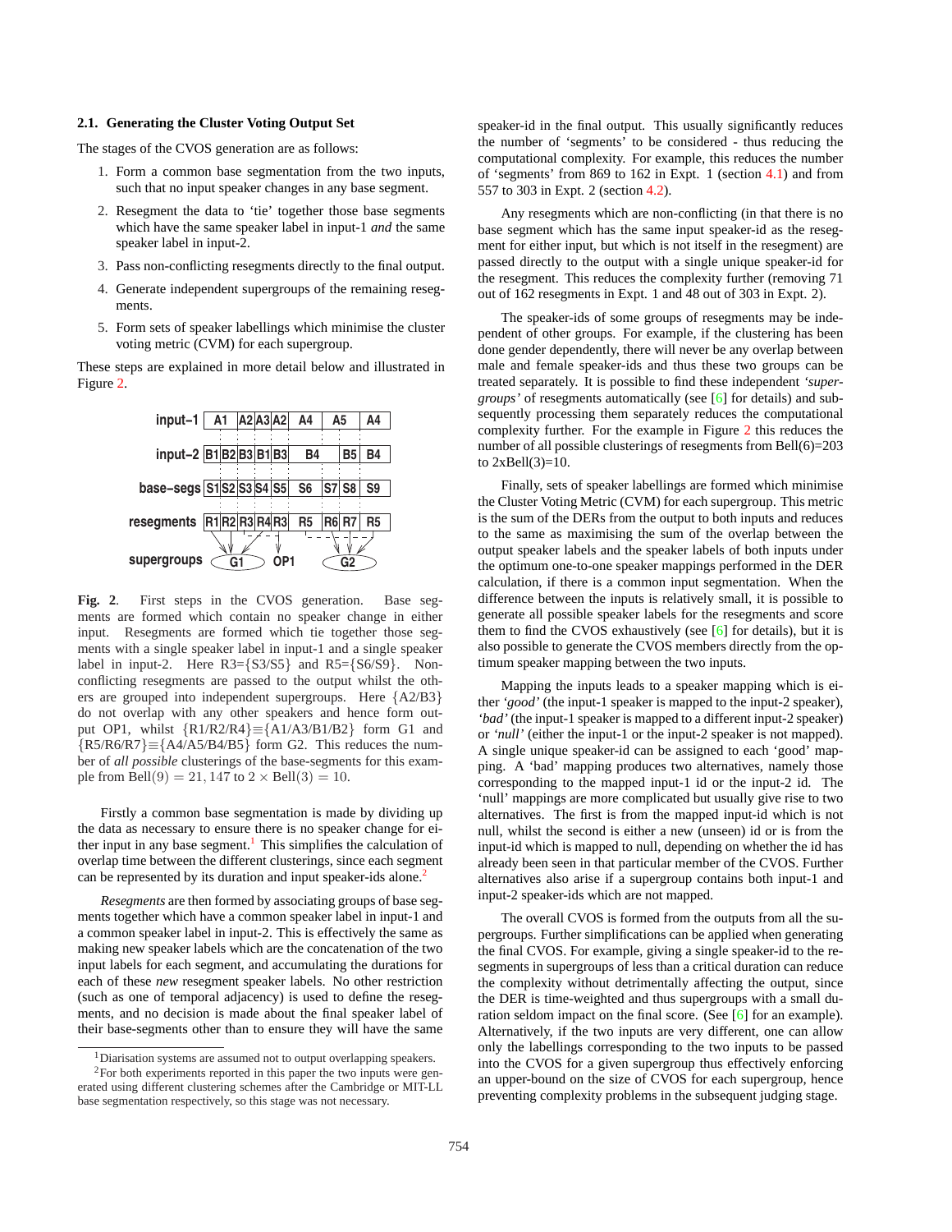### 2.1. Generating the Cluster Voting Output Set

The stages of the CVOS generation are as follows:

1. Form a common base segmentation from the two inputs, such that no input speaker changes in any base segment.
2. Resegment the data to 'tie' together those base segments which have the same speaker label in input-1 *and* the same speaker label in input-2.
3. Pass non-conflicting resegments directly to the final output.
4. Generate independent supergroups of the remaining resegments.
5. Form sets of speaker labellings which minimise the cluster voting metric (CVM) for each supergroup.

These steps are explained in more detail below and illustrated in Figure 2.

**Fig. 2**. First steps in the CVOS generation. Base segments are formed which contain no speaker change in either input. Resegments are formed which tie together those segments with a single speaker label in input-1 and a single speaker label in input-2. Here R3={S3/S5} and R5={S6/S9}. Non-conflicting resegments are passed to the output whilst the others are grouped into independent supergroups. Here {A2/B3} do not overlap with any other speakers and hence form output OP1, whilst {R1/R2/R4}≡{A1/A3/B1/B2} form G1 and {R5/R6/R7}≡{A4/A5/B4/B5} form G2. This reduces the number of *all possible* clusterings of the base-segments for this example from $\text{Bell}(9) = 21,147$ to $2 \times \text{Bell}(3) = 10$.

Firstly a common base segmentation is made by dividing up the data as necessary to ensure there is no speaker change for either input in any base segment.[1] This simplifies the calculation of overlap time between the different clusterings, since each segment can be represented by its duration and input speaker-ids alone.[2]

*Resegments* are then formed by associating groups of base segments together which have a common speaker label in input-1 and a common speaker label in input-2. This is effectively the same as making new speaker labels which are the concatenation of the two input labels for each segment, and accumulating the durations for each of these *new* resegment speaker labels. No other restriction (such as one of temporal adjacency) is used to define the resegments, and no decision is made about the final speaker label of their base-segments other than to ensure they will have the same speaker-id in the final output. This usually significantly reduces the number of 'segments' to be considered - thus reducing the computational complexity. For example, this reduces the number of 'segments' from 869 to 162 in Expt. 1 (section 4.1) and from 557 to 303 in Expt. 2 (section 4.2).

Any resegments which are non-conflicting (in that there is no base segment which has the same input speaker-id as the resegment for either input, but which is not itself in the resegment) are passed directly to the output with a single unique speaker-id for the resegment. This reduces the complexity further (removing 71 out of 162 resegments in Expt. 1 and 48 out of 303 in Expt. 2).

The speaker-ids of some groups of resegments may be independent of other groups. For example, if the clustering has been done gender dependently, there will never be any overlap between male and female speaker-ids and thus these two groups can be treated separately. It is possible to find these independent *'supergroups'* of resegments automatically (see [6] for details) and subsequently processing them separately reduces the computational complexity further. For the example in Figure 2 this reduces the number of all possible clusterings of resegments from Bell(6)=203 to 2xBell(3)=10.

Finally, sets of speaker labellings are formed which minimise the Cluster Voting Metric (CVM) for each supergroup. This metric is the sum of the DERs from the output to both inputs and reduces to the same as maximising the sum of the overlap between the output speaker labels and the speaker labels of both inputs under the optimum one-to-one speaker mappings performed in the DER calculation, if there is a common input segmentation. When the difference between the inputs is relatively small, it is possible to generate all possible speaker labels for the resegments and score them to find the CVOS exhaustively (see [6] for details), but it is also possible to generate the CVOS members directly from the optimum speaker mapping between the two inputs.

Mapping the inputs leads to a speaker mapping which is either *'good'* (the input-1 speaker is mapped to the input-2 speaker), *'bad'* (the input-1 speaker is mapped to a different input-2 speaker) or *'null'* (either the input-1 or the input-2 speaker is not mapped). A single unique speaker-id can be assigned to each 'good' mapping. A 'bad' mapping produces two alternatives, namely those corresponding to the mapped input-1 id or the input-2 id. The 'null' mappings are more complicated but usually give rise to two alternatives. The first is from the mapped input-id which is not null, whilst the second is either a new (unseen) id or is from the input-id which is mapped to null, depending on whether the id has already been seen in that particular member of the CVOS. Further alternatives also arise if a supergroup contains both input-1 and input-2 speaker-ids which are not mapped.

The overall CVOS is formed from the outputs from all the supergroups. Further simplifications can be applied when generating the final CVOS. For example, giving a single speaker-id to the resegments in supergroups of less than a critical duration can reduce the complexity without detrimentally affecting the output, since the DER is time-weighted and thus supergroups with a small duration seldom impact on the final score. (See [6] for an example). Alternatively, if the two inputs are very different, one can allow only the labellings corresponding to the two inputs to be passed into the CVOS for a given supergroup thus effectively enforcing an upper-bound on the size of CVOS for each supergroup, hence preventing complexity problems in the subsequent judging stage.

---

[1] Diarisation systems are assumed not to output overlapping speakers.

[2] For both experiments reported in this paper the two inputs were generated using different clustering schemes after the Cambridge or MIT-LL base segmentation respectively, so this stage was not necessary.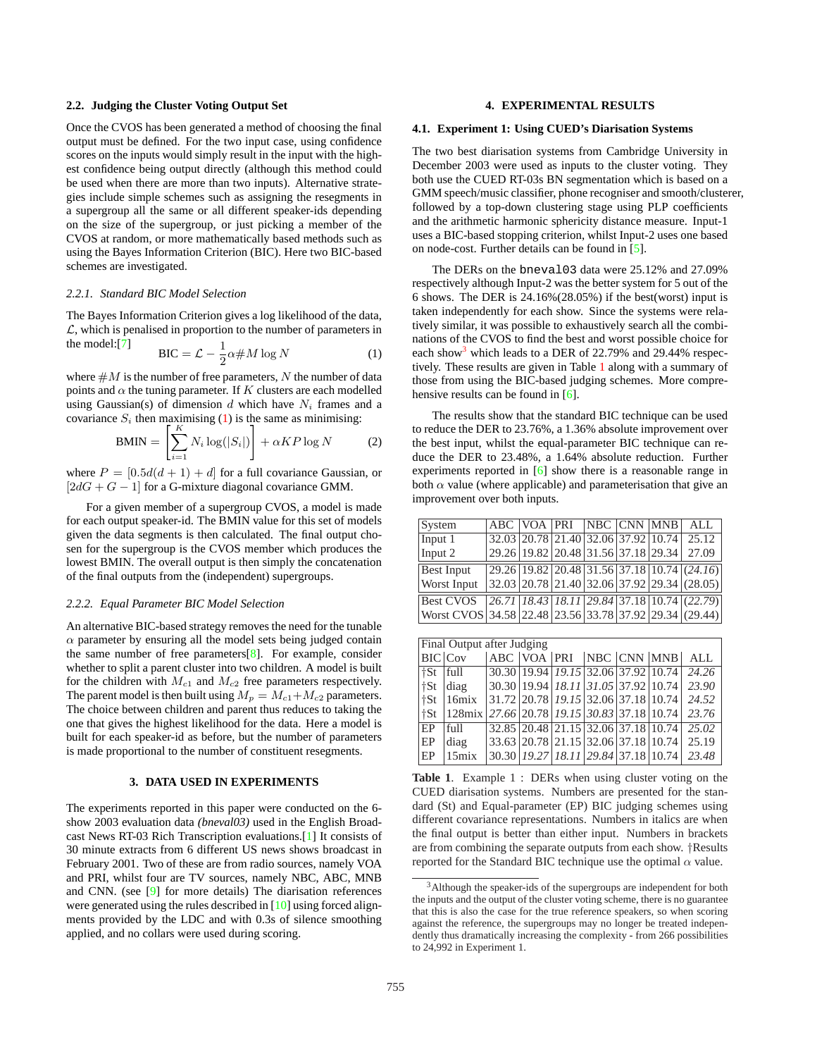### 2.2. Judging the Cluster Voting Output Set

Once the CVOS has been generated a method of choosing the final output must be defined. For the two input case, using confidence scores on the inputs would simply result in the input with the highest confidence being output directly (although this method could be used when there are more than two inputs). Alternative strategies include simple schemes such as assigning the resegments in a supergroup all the same or all different speaker-ids depending on the size of the supergroup, or just picking a member of the CVOS at random, or more mathematically based methods such as using the Bayes Information Criterion (BIC). Here two BIC-based schemes are investigated.

#### 2.2.1. Standard BIC Model Selection

The Bayes Information Criterion gives a log likelihood of the data, $\mathcal{L}$, which is penalised in proportion to the number of parameters in the model:[7]

$$\text{BIC} = \mathcal{L} - \frac{1}{2}\alpha \#M \log N \tag{1}$$

where $\#M$ is the number of free parameters, $N$ the number of data points and $\alpha$ the tuning parameter. If $K$ clusters are each modelled using Gaussian(s) of dimension $d$ which have $N_i$ frames and a covariance $S_i$ then maximising (1) is the same as minimising:

$$\text{BMIN} = \left[\sum_{i=1}^{K} N_i \log(|S_i|)\right] + \alpha K P \log N \tag{2}$$

where $P = [0.5d(d+1) + d]$ for a full covariance Gaussian, or $[2dG + G - 1]$ for a G-mixture diagonal covariance GMM.

For a given member of a supergroup CVOS, a model is made for each output speaker-id. The BMIN value for this set of models given the data segments is then calculated. The final output chosen for the supergroup is the CVOS member which produces the lowest BMIN. The overall output is then simply the concatenation of the final outputs from the (independent) supergroups.

#### 2.2.2. Equal Parameter BIC Model Selection

An alternative BIC-based strategy removes the need for the tunable $\alpha$ parameter by ensuring all the model sets being judged contain the same number of free parameters[8]. For example, consider whether to split a parent cluster into two children. A model is built for the children with $M_{c1}$ and $M_{c2}$ free parameters respectively. The parent model is then built using $M_p = M_{c1}+M_{c2}$ parameters. The choice between children and parent thus reduces to taking the one that gives the highest likelihood for the data. Here a model is built for each speaker-id as before, but the number of parameters is made proportional to the number of constituent resegments.

## 3. DATA USED IN EXPERIMENTS

The experiments reported in this paper were conducted on the 6-show 2003 evaluation data *(bneval03)* used in the English Broadcast News RT-03 Rich Transcription evaluations.[1] It consists of 30 minute extracts from 6 different US news shows broadcast in February 2001. Two of these are from radio sources, namely VOA and PRI, whilst four are TV sources, namely NBC, ABC, MNB and CNN. (see [9] for more details) The diarisation references were generated using the rules described in [10] using forced alignments provided by the LDC and with 0.3s of silence smoothing applied, and no collars were used during scoring.

## 4. EXPERIMENTAL RESULTS

### 4.1. Experiment 1: Using CUED's Diarisation Systems

The two best diarisation systems from Cambridge University in December 2003 were used as inputs to the cluster voting. They both use the CUED RT-03s BN segmentation which is based on a GMM speech/music classifier, phone recogniser and smooth/clusterer, followed by a top-down clustering stage using PLP coefficients and the arithmetic harmonic sphericity distance measure. Input-1 uses a BIC-based stopping criterion, whilst Input-2 uses one based on node-cost. Further details can be found in [5].

The DERs on the `bneval03` data were 25.12% and 27.09% respectively although Input-2 was the better system for 5 out of the 6 shows. The DER is 24.16%(28.05%) if the best(worst) input is taken independently for each show. Since the systems were relatively similar, it was possible to exhaustively search all the combinations of the CVOS to find the best and worst possible choice for each show[3] which leads to a DER of 22.79% and 29.44% respectively. These results are given in Table 1 along with a summary of those from using the BIC-based judging schemes. More comprehensive results can be found in [6].

The results show that the standard BIC technique can be used to reduce the DER to 23.76%, a 1.36% absolute improvement over the best input, whilst the equal-parameter BIC technique can reduce the DER to 23.48%, a 1.64% absolute reduction. Further experiments reported in [6] show there is a reasonable range in both $\alpha$ value (where applicable) and parameterisation that give an improvement over both inputs.

| System | ABC | VOA | PRI | NBC | CNN | MNB | ALL |
|---|---|---|---|---|---|---|---|
| Input 1 | 32.03 | 20.78 | 21.40 | 32.06 | 37.92 | 10.74 | 25.12 |
| Input 2 | 29.26 | 19.82 | 20.48 | 31.56 | 37.18 | 29.34 | 27.09 |
| Best Input | 29.26 | 19.82 | 20.48 | 31.56 | 37.18 | 10.74 | (*24.16*) |
| Worst Input | 32.03 | 20.78 | 21.40 | 32.06 | 37.92 | 29.34 | (28.05) |
| Best CVOS | *26.71* | *18.43* | *18.11* | *29.84* | 37.18 | 10.74 | (*22.79*) |
| Worst CVOS | 34.58 | 22.48 | 23.56 | 33.78 | 37.92 | 29.34 | (29.44) |

| Final Output after Judging | | | | | | | | |
|---|---|---|---|---|---|---|---|---|
| BIC | Cov | ABC | VOA | PRI | NBC | CNN | MNB | ALL |
| †St | full | 30.30 | 19.94 | *19.15* | 32.06 | 37.92 | 10.74 | *24.26* |
| †St | diag | 30.30 | 19.94 | *18.11* | *31.05* | 37.92 | 10.74 | *23.90* |
| †St | 16mix | 31.72 | 20.78 | *19.15* | 32.06 | 37.18 | 10.74 | *24.52* |
| †St | 128mix | *27.66* | 20.78 | *19.15* | *30.83* | 37.18 | 10.74 | *23.76* |
| EP | full | 32.85 | 20.48 | 21.15 | 32.06 | 37.18 | 10.74 | *25.02* |
| EP | diag | 33.63 | 20.78 | 21.15 | 32.06 | 37.18 | 10.74 | 25.19 |
| EP | 15mix | 30.30 | *19.27* | *18.11* | *29.84* | 37.18 | 10.74 | *23.48* |

**Table 1**. Example 1 : DERs when using cluster voting on the CUED diarisation systems. Numbers are presented for the standard (St) and Equal-parameter (EP) BIC judging schemes using different covariance representations. Numbers in italics are when the final output is better than either input. Numbers in brackets are from combining the separate outputs from each show. †Results reported for the Standard BIC technique use the optimal $\alpha$ value.

[3] Although the speaker-ids of the supergroups are independent for both the inputs and the output of the cluster voting scheme, there is no guarantee that this is also the case for the true reference speakers, so when scoring against the reference, the supergroups may no longer be treated independently thus dramatically increasing the complexity - from 266 possibilities to 24,992 in Experiment 1.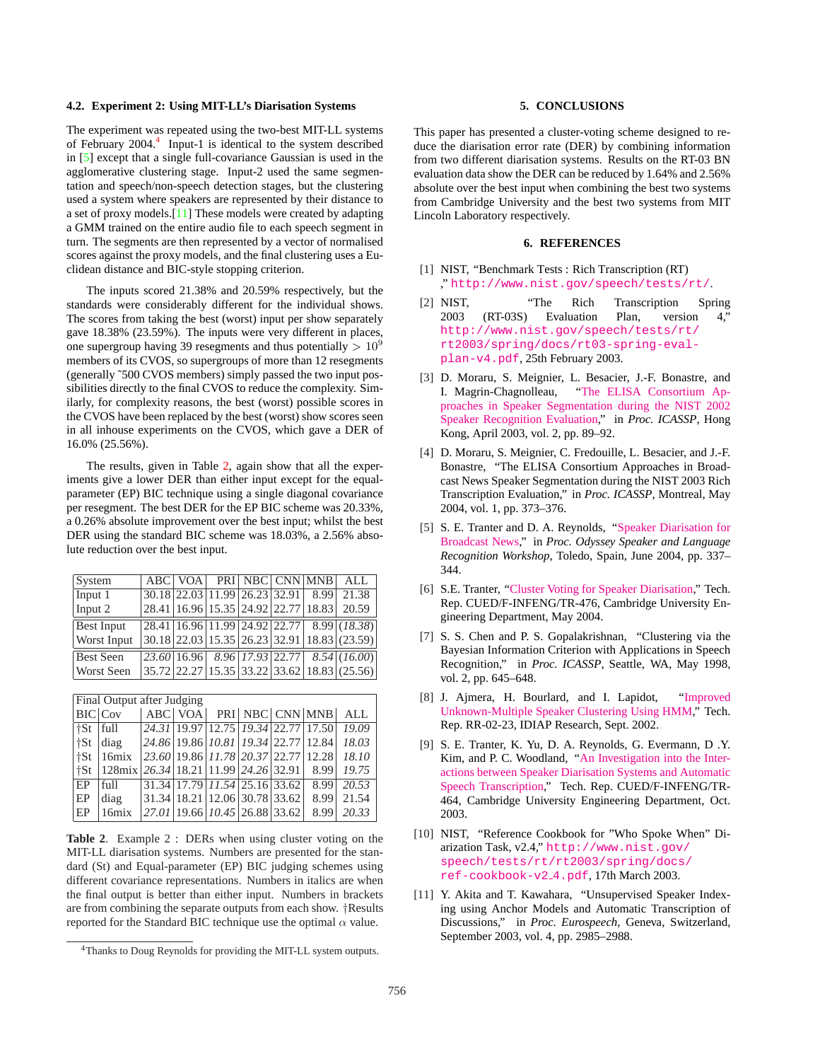### 4.2. Experiment 2: Using MIT-LL's Diarisation Systems

The experiment was repeated using the two-best MIT-LL systems of February 2004.[4] Input-1 is identical to the system described in [5] except that a single full-covariance Gaussian is used in the agglomerative clustering stage. Input-2 used the same segmentation and speech/non-speech detection stages, but the clustering used a system where speakers are represented by their distance to a set of proxy models.[11] These models were created by adapting a GMM trained on the entire audio file to each speech segment in turn. The segments are then represented by a vector of normalised scores against the proxy models, and the final clustering uses a Euclidean distance and BIC-style stopping criterion.

The inputs scored 21.38% and 20.59% respectively, but the standards were considerably different for the individual shows. The scores from taking the best (worst) input per show separately gave 18.38% (23.59%). The inputs were very different in places, one supergroup having 39 resegments and thus potentially $> 10^9$ members of its CVOS, so supergroups of more than 12 resegments (generally ~500 CVOS members) simply passed the two input possibilities directly to the final CVOS to reduce the complexity. Similarly, for complexity reasons, the best (worst) possible scores in the CVOS have been replaced by the best (worst) show scores seen in all inhouse experiments on the CVOS, which gave a DER of 16.0% (25.56%).

The results, given in Table 2, again show that all the experiments give a lower DER than either input except for the equal-parameter (EP) BIC technique using a single diagonal covariance per resegment. The best DER for the EP BIC scheme was 20.33%, a 0.26% absolute improvement over the best input; whilst the best DER using the standard BIC scheme was 18.03%, a 2.56% absolute reduction over the best input.

| System | | ABC | VOA | PRI | NBC | CNN | MNB | ALL |
|---|---|---|---|---|---|---|---|---|
| Input 1 | | 30.18 | 22.03 | 11.99 | 26.23 | 32.91 | 8.99 | 21.38 |
| Input 2 | | 28.41 | 16.96 | 15.35 | 24.92 | 22.77 | 18.83 | 20.59 |
| Best Input | | 28.41 | 16.96 | 11.99 | 24.92 | 22.77 | 8.99 | *(18.38)* |
| Worst Input | | 30.18 | 22.03 | 15.35 | 26.23 | 32.91 | 18.83 | (23.59) |
| Best Seen | | *23.60* | 16.96 | *8.96* | *17.93* | 22.77 | *8.54* | *(16.00)* |
| Worst Seen | | 35.72 | 22.27 | 15.35 | 33.22 | 33.62 | 18.83 | (25.56) |
| Final Output after Judging | | | | | | | | |
| BIC | Cov | ABC | VOA | PRI | NBC | CNN | MNB | ALL |
| †St | full | *24.31* | 19.97 | 12.75 | *19.34* | 22.77 | 17.50 | *19.09* |
| †St | diag | *24.86* | 19.86 | *10.81* | *19.34* | 22.77 | 12.84 | *18.03* |
| †St | 16mix | *23.60* | 19.86 | *11.78* | *20.37* | 22.77 | 12.28 | *18.10* |
| †St | 128mix | *26.34* | 18.21 | 11.99 | *24.26* | 32.91 | 8.99 | *19.75* |
| EP | full | 31.34 | 17.79 | *11.54* | 25.16 | 33.62 | 8.99 | *20.53* |
| EP | diag | 31.34 | 18.21 | 12.06 | 30.78 | 33.62 | 8.99 | 21.54 |
| EP | 16mix | *27.01* | 19.66 | *10.45* | 26.88 | 33.62 | 8.99 | *20.33* |

**Table 2**. Example 2 : DERs when using cluster voting on the MIT-LL diarisation systems. Numbers are presented for the standard (St) and Equal-parameter (EP) BIC judging schemes using different covariance representations. Numbers in italics are when the final output is better than either input. Numbers in brackets are from combining the separate outputs from each show. †Results reported for the Standard BIC technique use the optimal $\alpha$ value.

[4]Thanks to Doug Reynolds for providing the MIT-LL system outputs.

## 5. CONCLUSIONS

This paper has presented a cluster-voting scheme designed to reduce the diarisation error rate (DER) by combining information from two different diarisation systems. Results on the RT-03 BN evaluation data show the DER can be reduced by 1.64% and 2.56% absolute over the best input when combining the best two systems from Cambridge University and the best two systems from MIT Lincoln Laboratory respectively.

## 6. REFERENCES

[1] NIST, "Benchmark Tests : Rich Transcription (RT) ," http://www.nist.gov/speech/tests/rt/.

[2] NIST, "The Rich Transcription Spring 2003 (RT-03S) Evaluation Plan, version 4," http://www.nist.gov/speech/tests/rt/rt2003/spring/docs/rt03-spring-eval-plan-v4.pdf, 25th February 2003.

[3] D. Moraru, S. Meignier, L. Besacier, J.-F. Bonastre, and I. Magrin-Chagnolleau, "The ELISA Consortium Approaches in Speaker Segmentation during the NIST 2002 Speaker Recognition Evaluation," in *Proc. ICASSP*, Hong Kong, April 2003, vol. 2, pp. 89–92.

[4] D. Moraru, S. Meignier, C. Fredouille, L. Besacier, and J.-F. Bonastre, "The ELISA Consortium Approaches in Broadcast News Speaker Segmentation during the NIST 2003 Rich Transcription Evaluation," in *Proc. ICASSP*, Montreal, May 2004, vol. 1, pp. 373–376.

[5] S. E. Tranter and D. A. Reynolds, "Speaker Diarisation for Broadcast News," in *Proc. Odyssey Speaker and Language Recognition Workshop*, Toledo, Spain, June 2004, pp. 337–344.

[6] S.E. Tranter, "Cluster Voting for Speaker Diarisation," Tech. Rep. CUED/F-INFENG/TR-476, Cambridge University Engineering Department, May 2004.

[7] S. S. Chen and P. S. Gopalakrishnan, "Clustering via the Bayesian Information Criterion with Applications in Speech Recognition," in *Proc. ICASSP*, Seattle, WA, May 1998, vol. 2, pp. 645–648.

[8] J. Ajmera, H. Bourlard, and I. Lapidot, "Improved Unknown-Multiple Speaker Clustering Using HMM," Tech. Rep. RR-02-23, IDIAP Research, Sept. 2002.

[9] S. E. Tranter, K. Yu, D. A. Reynolds, G. Evermann, D .Y. Kim, and P. C. Woodland, "An Investigation into the Interactions between Speaker Diarisation Systems and Automatic Speech Transcription," Tech. Rep. CUED/F-INFENG/TR-464, Cambridge University Engineering Department, Oct. 2003.

[10] NIST, "Reference Cookbook for "Who Spoke When" Diarization Task, v2.4," http://www.nist.gov/speech/tests/rt/rt2003/spring/docs/ref-cookbook-v2_4.pdf, 17th March 2003.

[11] Y. Akita and T. Kawahara, "Unsupervised Speaker Indexing using Anchor Models and Automatic Transcription of Discussions," in *Proc. Eurospeech*, Geneva, Switzerland, September 2003, vol. 4, pp. 2985–2988.